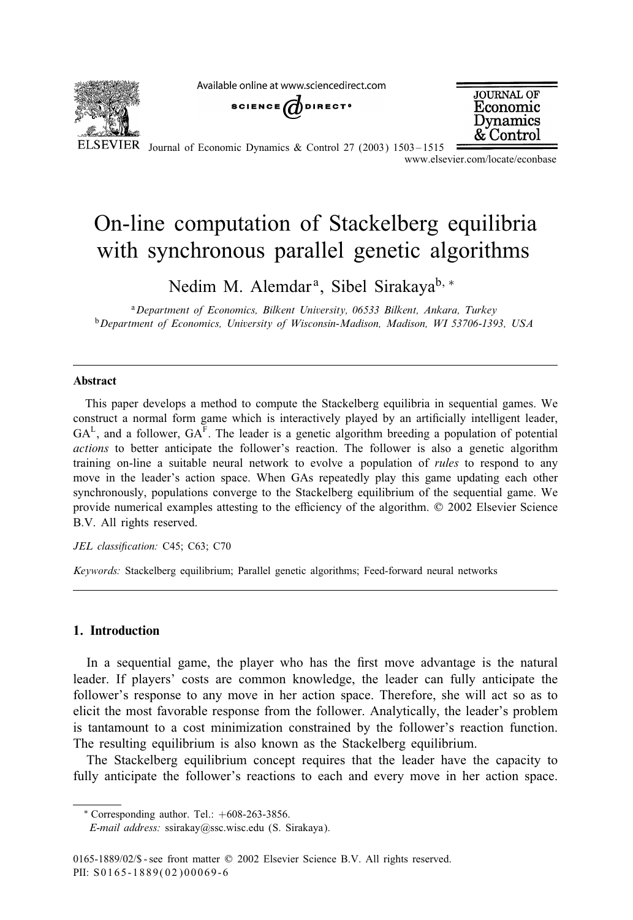# On-line computation of Stackelberg equilibria with synchronous parallel genetic algorithms

Nedim M. Alemdar[a], Sibel Sirakaya[b,*]

[a] Department of Economics, Bilkent University, 06533 Bilkent, Ankara, Turkey
[b] Department of Economics, University of Wisconsin-Madison, Madison, WI 53706-1393, USA

## Abstract

This paper develops a method to compute the Stackelberg equilibria in sequential games. We construct a normal form game which is interactively played by an artificially intelligent leader, $GA^L$, and a follower, $GA^F$. The leader is a genetic algorithm breeding a population of potential *actions* to better anticipate the follower's reaction. The follower is also a genetic algorithm training on-line a suitable neural network to evolve a population of *rules* to respond to any move in the leader's action space. When GAs repeatedly play this game updating each other synchronously, populations converge to the Stackelberg equilibrium of the sequential game. We provide numerical examples attesting to the efficiency of the algorithm. © 2002 Elsevier Science B.V. All rights reserved.

*JEL classification:* C45; C63; C70

*Keywords:* Stackelberg equilibrium; Parallel genetic algorithms; Feed-forward neural networks

## 1. Introduction

In a sequential game, the player who has the first move advantage is the natural leader. If players' costs are common knowledge, the leader can fully anticipate the follower's response to any move in her action space. Therefore, she will act so as to elicit the most favorable response from the follower. Analytically, the leader's problem is tantamount to a cost minimization constrained by the follower's reaction function. The resulting equilibrium is also known as the Stackelberg equilibrium.

The Stackelberg equilibrium concept requires that the leader have the capacity to fully anticipate the follower's reactions to each and every move in her action space.

* Corresponding author. Tel.: +608-263-3856.
*E-mail address:* ssirakay@ssc.wisc.edu (S. Sirakaya).

0165-1889/02/$ - see front matter © 2002 Elsevier Science B.V. All rights reserved.
PII: S0165-1889(02)00069-6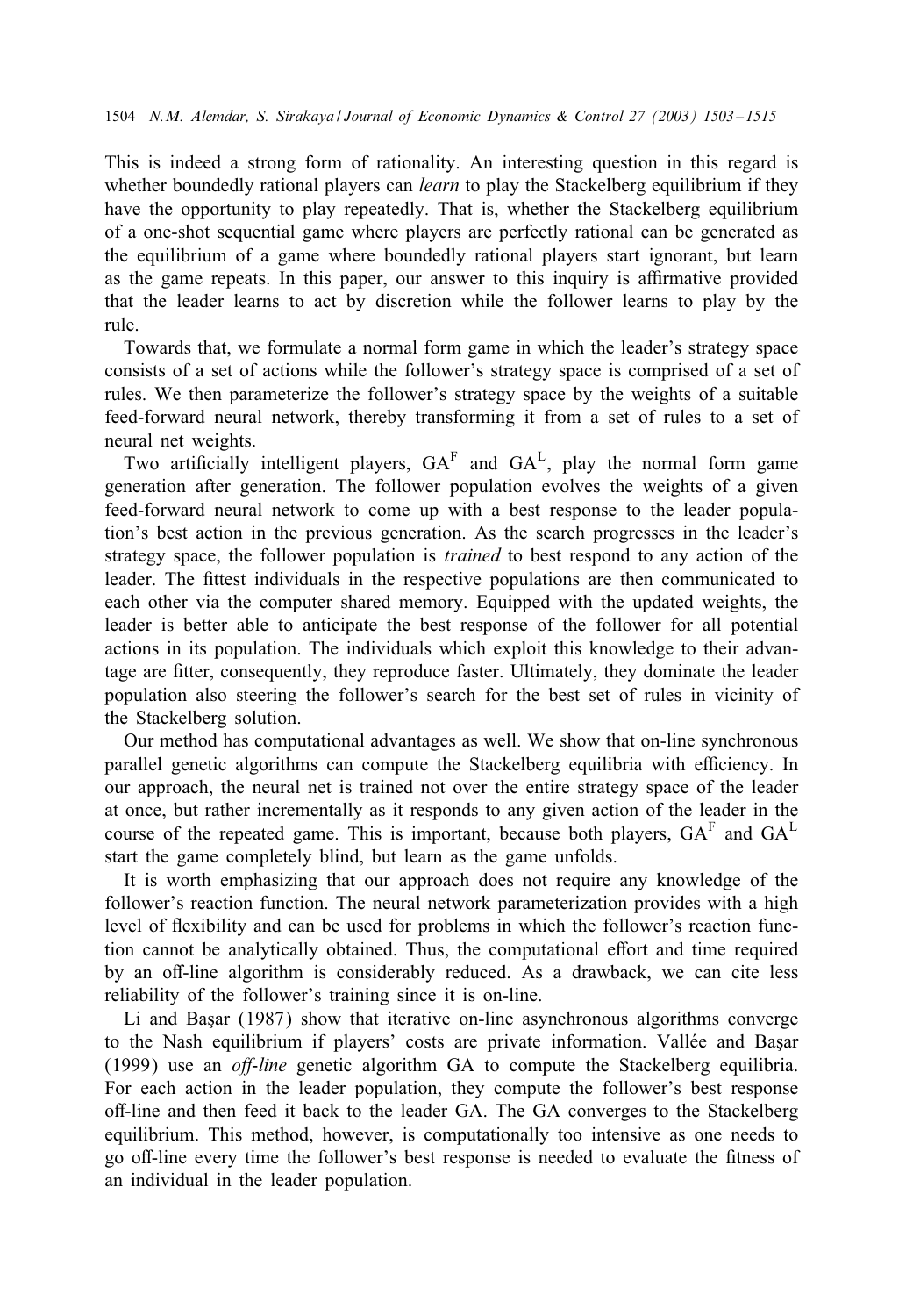This is indeed a strong form of rationality. An interesting question in this regard is whether boundedly rational players can *learn* to play the Stackelberg equilibrium if they have the opportunity to play repeatedly. That is, whether the Stackelberg equilibrium of a one-shot sequential game where players are perfectly rational can be generated as the equilibrium of a game where boundedly rational players start ignorant, but learn as the game repeats. In this paper, our answer to this inquiry is affirmative provided that the leader learns to act by discretion while the follower learns to play by the rule.

Towards that, we formulate a normal form game in which the leader's strategy space consists of a set of actions while the follower's strategy space is comprised of a set of rules. We then parameterize the follower's strategy space by the weights of a suitable feed-forward neural network, thereby transforming it from a set of rules to a set of neural net weights.

Two artificially intelligent players, $GA^F$ and $GA^L$, play the normal form game generation after generation. The follower population evolves the weights of a given feed-forward neural network to come up with a best response to the leader population's best action in the previous generation. As the search progresses in the leader's strategy space, the follower population is *trained* to best respond to any action of the leader. The fittest individuals in the respective populations are then communicated to each other via the computer shared memory. Equipped with the updated weights, the leader is better able to anticipate the best response of the follower for all potential actions in its population. The individuals which exploit this knowledge to their advantage are fitter, consequently, they reproduce faster. Ultimately, they dominate the leader population also steering the follower's search for the best set of rules in vicinity of the Stackelberg solution.

Our method has computational advantages as well. We show that on-line synchronous parallel genetic algorithms can compute the Stackelberg equilibria with efficiency. In our approach, the neural net is trained not over the entire strategy space of the leader at once, but rather incrementally as it responds to any given action of the leader in the course of the repeated game. This is important, because both players, $GA^F$ and $GA^L$ start the game completely blind, but learn as the game unfolds.

It is worth emphasizing that our approach does not require any knowledge of the follower's reaction function. The neural network parameterization provides with a high level of flexibility and can be used for problems in which the follower's reaction function cannot be analytically obtained. Thus, the computational effort and time required by an off-line algorithm is considerably reduced. As a drawback, we can cite less reliability of the follower's training since it is on-line.

Li and Başar (1987) show that iterative on-line asynchronous algorithms converge to the Nash equilibrium if players' costs are private information. Vallée and Başar (1999) use an *off-line* genetic algorithm GA to compute the Stackelberg equilibria. For each action in the leader population, they compute the follower's best response off-line and then feed it back to the leader GA. The GA converges to the Stackelberg equilibrium. This method, however, is computationally too intensive as one needs to go off-line every time the follower's best response is needed to evaluate the fitness of an individual in the leader population.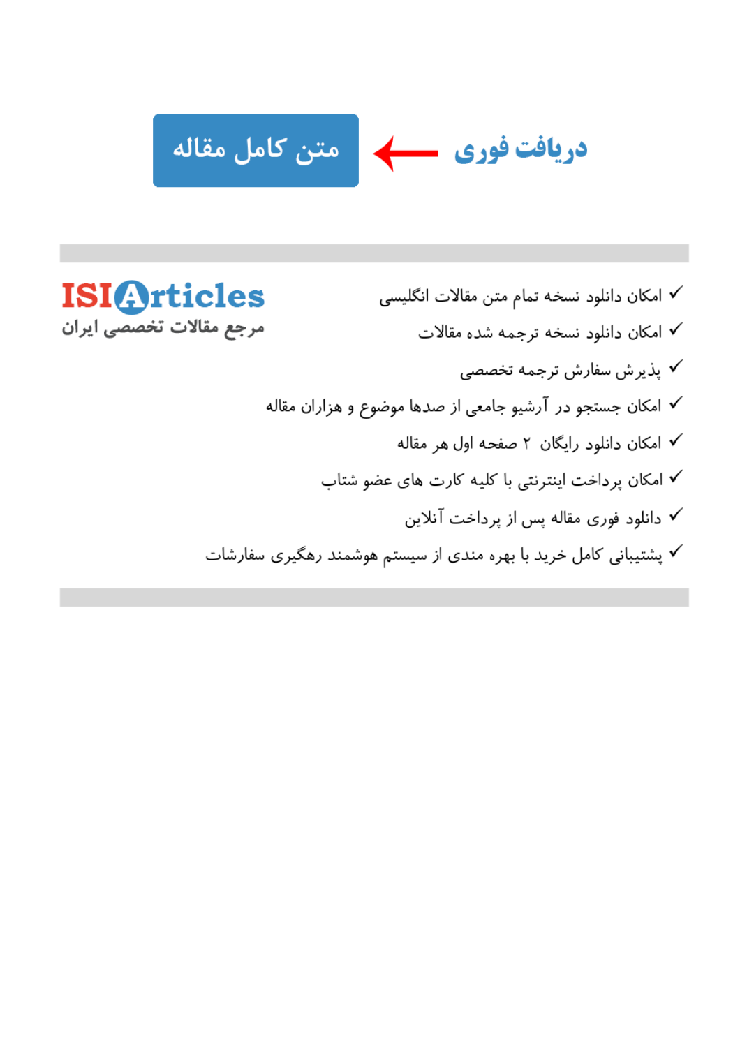**دریافت فوری** ← **متن کامل مقاله**

**ISIArticles**
مرجع مقالات تخصصی ایران

- ✓ امکان دانلود نسخه تمام متن مقالات انگلیسی
- ✓ امکان دانلود نسخه ترجمه شده مقالات
- ✓ پذیرش سفارش ترجمه تخصصی
- ✓ امکان جستجو در آرشیو جامعی از صدها موضوع و هزاران مقاله
- ✓ امکان دانلود رایگان ۲ صفحه اول هر مقاله
- ✓ امکان پرداخت اینترنتی با کلیه کارت های عضو شتاب
- ✓ دانلود فوری مقاله پس از پرداخت آنلاین
- ✓ پشتیبانی کامل خرید با بهره مندی از سیستم هوشمند رهگیری سفارشات